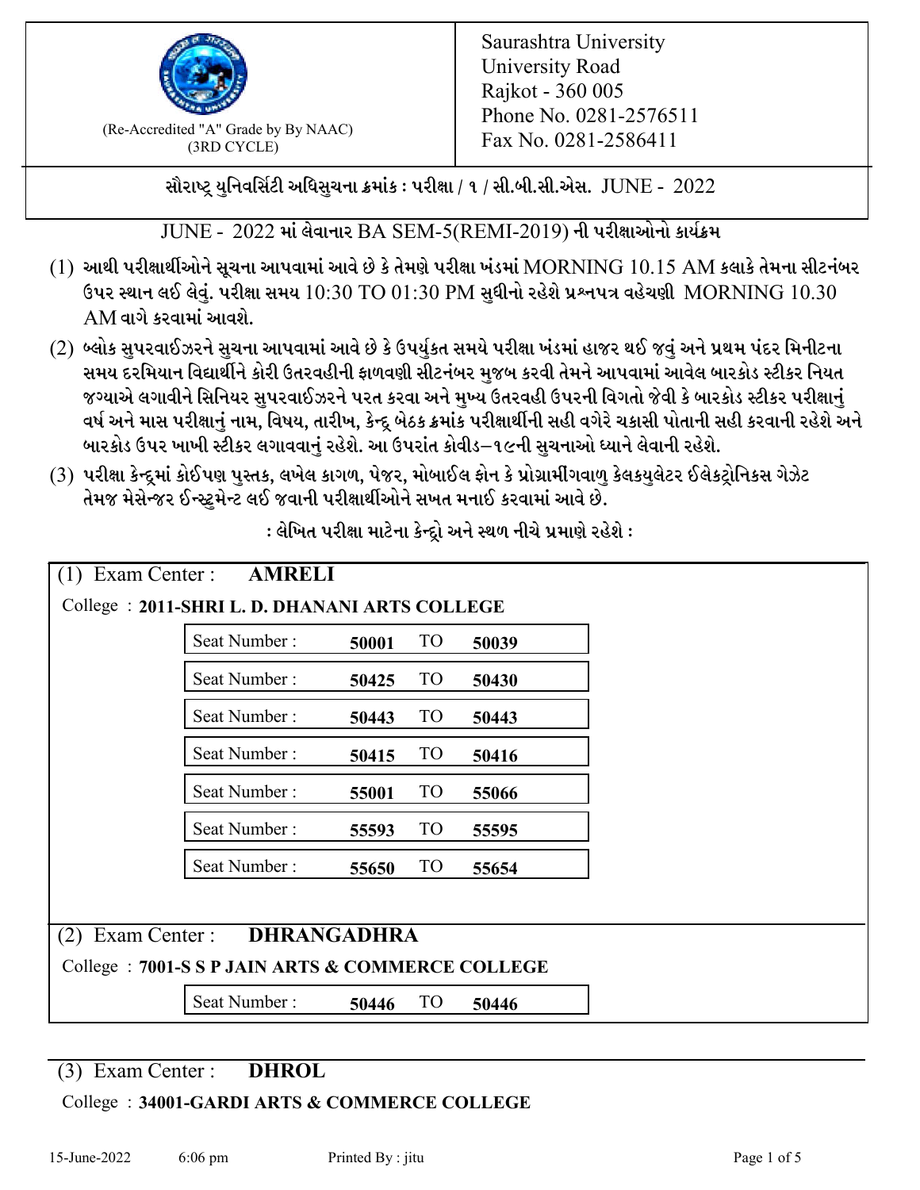(Re-Accredited "A" Grade by By NAAC)
(3RD CYCLE)

Saurashtra University
University Road
Rajkot - 360 005
Phone No. 0281-2576511
Fax No. 0281-2586411

## સૌરાષ્ટ્ર યુનિવર્સિટી અધિસુચના ક્રમાંક : પરીક્ષા / ૧ / સી.બી.સી.એસ. JUNE - 2022

### JUNE - 2022 માં લેવાનાર BA SEM-5(REMI-2019) ની પરીક્ષાઓનો કાર્યક્રમ

(1) આથી પરીક્ષાર્થીઓને સૂચના આપવામાં આવે છે કે તેમણે પરીક્ષા ખંડમાં MORNING 10.15 AM કલાકે તેમના સીટનંબર ઉપર સ્થાન લઈ લેવું. પરીક્ષા સમય 10:30 TO 01:30 PM સુધીનો રહેશે પ્રશ્નપત્ર વહેચણી MORNING 10.30 AM વાગે કરવામાં આવશે.

(2) બ્લોક સુપરવાઈઝરને સુચના આપવામાં આવે છે કે ઉપર્યુકત સમયે પરીક્ષા ખંડમાં હાજર થઈ જવું અને પ્રથમ પંદર મિનીટના સમય દરમિયાન વિદ્યાર્થીને કોરી ઉતરવહીની ફાળવણી સીટનંબર મુજબ કરવી તેમને આપવામાં આવેલ બારકોડ સ્ટીકર નિયત જગ્યાએ લગાવીને સિનિયર સુપરવાઈઝરને પરત કરવા અને મુખ્ય ઉતરવહી ઉપરની વિગતો જેવી કે બારકોડ સ્ટીકર પરીક્ષાનું વર્ષ અને માસ પરીક્ષાનું નામ, વિષય, તારીખ, કેન્દ્ર બેઠક ક્રમાંક પરીક્ષાર્થીની સહી વગેરે ચકાસી પોતાની સહી કરવાની રહેશે અને બારકોડ ઉપર ખાખી સ્ટીકર લગાવવાનું રહેશે. આ ઉપરાંત કોવીડ–૧૯ની સુચનાઓ ધ્યાને લેવાની રહેશે.

(3) પરીક્ષા કેન્દ્રમાં કોઈપણ પુસ્તક, લખેલ કાગળ, પેજર, મોબાઈલ ફોન કે પ્રોગ્રામીંગવાળુ કેલકયુલેટર ઈલેકટ્રોનિકસ ગેઝેટ તેમજ મેસેન્જર ઈન્સ્ટ્રુમેન્ટ લઈ જવાની પરીક્ષાર્થીઓને સખત મનાઈ કરવામાં આવે છે.

: લેખિત પરીક્ષા માટેના કેન્દ્રો અને સ્થળ નીચે પ્રમાણે રહેશે :

### (1) Exam Center : AMRELI

College : **2011-SHRI L. D. DHANANI ARTS COLLEGE**

| Seat Number : | From | TO | To |
|---|---|---|---|
| Seat Number : | **50001** | TO | **50039** |
| Seat Number : | **50425** | TO | **50430** |
| Seat Number : | **50443** | TO | **50443** |
| Seat Number : | **50415** | TO | **50416** |
| Seat Number : | **55001** | TO | **55066** |
| Seat Number : | **55593** | TO | **55595** |
| Seat Number : | **55650** | TO | **55654** |

### (2) Exam Center : DHRANGADHRA

College : **7001-S S P JAIN ARTS & COMMERCE COLLEGE**

| Seat Number : | From | TO | To |
|---|---|---|---|
| Seat Number : | **50446** | TO | **50446** |

### (3) Exam Center : DHROL

College : **34001-GARDI ARTS & COMMERCE COLLEGE**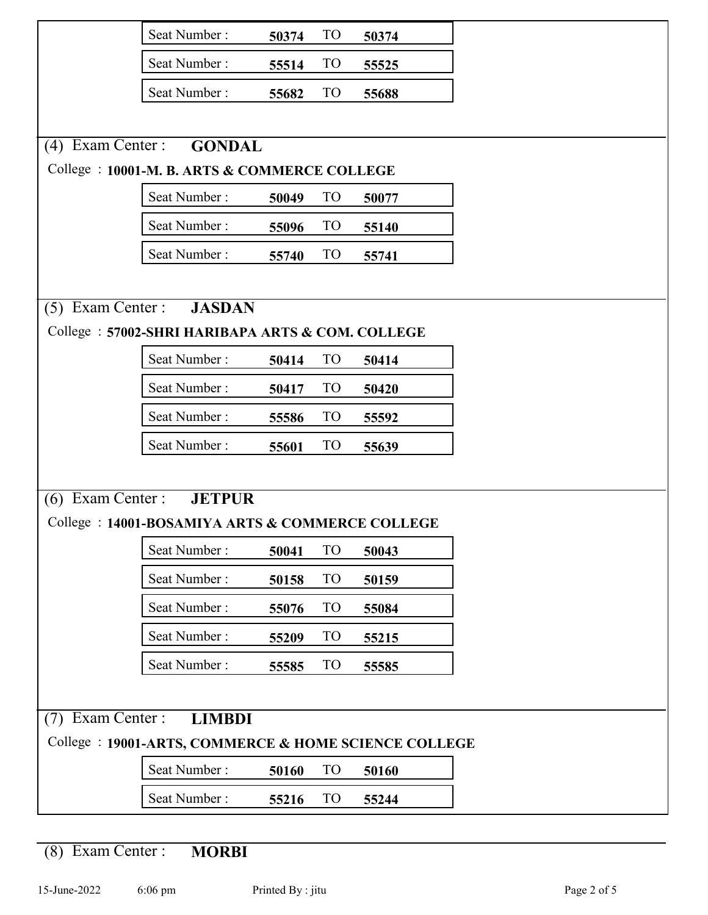Seat Number : **50374** TO **50374**

Seat Number : **55514** TO **55525**

Seat Number : **55682** TO **55688**

## (4) Exam Center : **GONDAL**

College : **10001-M. B. ARTS & COMMERCE COLLEGE**

Seat Number : **50049** TO **50077**

Seat Number : **55096** TO **55140**

Seat Number : **55740** TO **55741**

## (5) Exam Center : **JASDAN**

College : **57002-SHRI HARIBAPA ARTS & COM. COLLEGE**

Seat Number : **50414** TO **50414**

Seat Number : **50417** TO **50420**

Seat Number : **55586** TO **55592**

Seat Number : **55601** TO **55639**

## (6) Exam Center : **JETPUR**

College : **14001-BOSAMIYA ARTS & COMMERCE COLLEGE**

Seat Number : **50041** TO **50043**

Seat Number : **50158** TO **50159**

Seat Number : **55076** TO **55084**

Seat Number : **55209** TO **55215**

Seat Number : **55585** TO **55585**

## (7) Exam Center : **LIMBDI**

College : **19001-ARTS, COMMERCE & HOME SCIENCE COLLEGE**

Seat Number : **50160** TO **50160**

Seat Number : **55216** TO **55244**

## (8) Exam Center : **MORBI**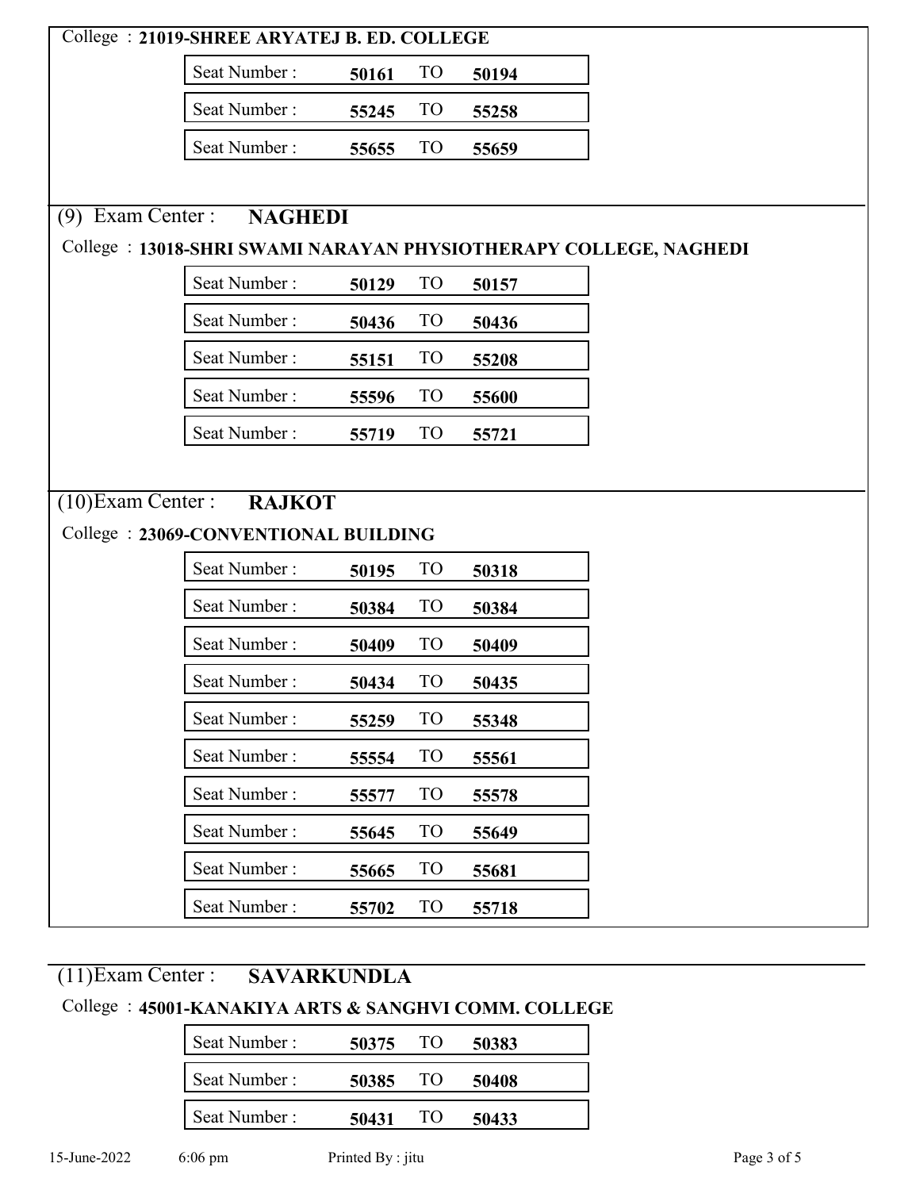College : **21019-SHREE ARYATEJ B. ED. COLLEGE**

| Seat Number : | | TO | |
|---|---|---|---|
| Seat Number : | **50161** | TO | **50194** |
| Seat Number : | **55245** | TO | **55258** |
| Seat Number : | **55655** | TO | **55659** |

## (9) Exam Center : **NAGHEDI**

College : **13018-SHRI SWAMI NARAYAN PHYSIOTHERAPY COLLEGE, NAGHEDI**

| Seat Number : | | TO | |
|---|---|---|---|
| Seat Number : | **50129** | TO | **50157** |
| Seat Number : | **50436** | TO | **50436** |
| Seat Number : | **55151** | TO | **55208** |
| Seat Number : | **55596** | TO | **55600** |
| Seat Number : | **55719** | TO | **55721** |

## (10)Exam Center : **RAJKOT**

College : **23069-CONVENTIONAL BUILDING**

| Seat Number : | | TO | |
|---|---|---|---|
| Seat Number : | **50195** | TO | **50318** |
| Seat Number : | **50384** | TO | **50384** |
| Seat Number : | **50409** | TO | **50409** |
| Seat Number : | **50434** | TO | **50435** |
| Seat Number : | **55259** | TO | **55348** |
| Seat Number : | **55554** | TO | **55561** |
| Seat Number : | **55577** | TO | **55578** |
| Seat Number : | **55645** | TO | **55649** |
| Seat Number : | **55665** | TO | **55681** |
| Seat Number : | **55702** | TO | **55718** |

## (11)Exam Center : **SAVARKUNDLA**

College : **45001-KANAKIYA ARTS & SANGHVI COMM. COLLEGE**

| Seat Number : | | TO | |
|---|---|---|---|
| Seat Number : | **50375** | TO | **50383** |
| Seat Number : | **50385** | TO | **50408** |
| Seat Number : | **50431** | TO | **50433** |

15-June-2022 6:06 pm Printed By : jitu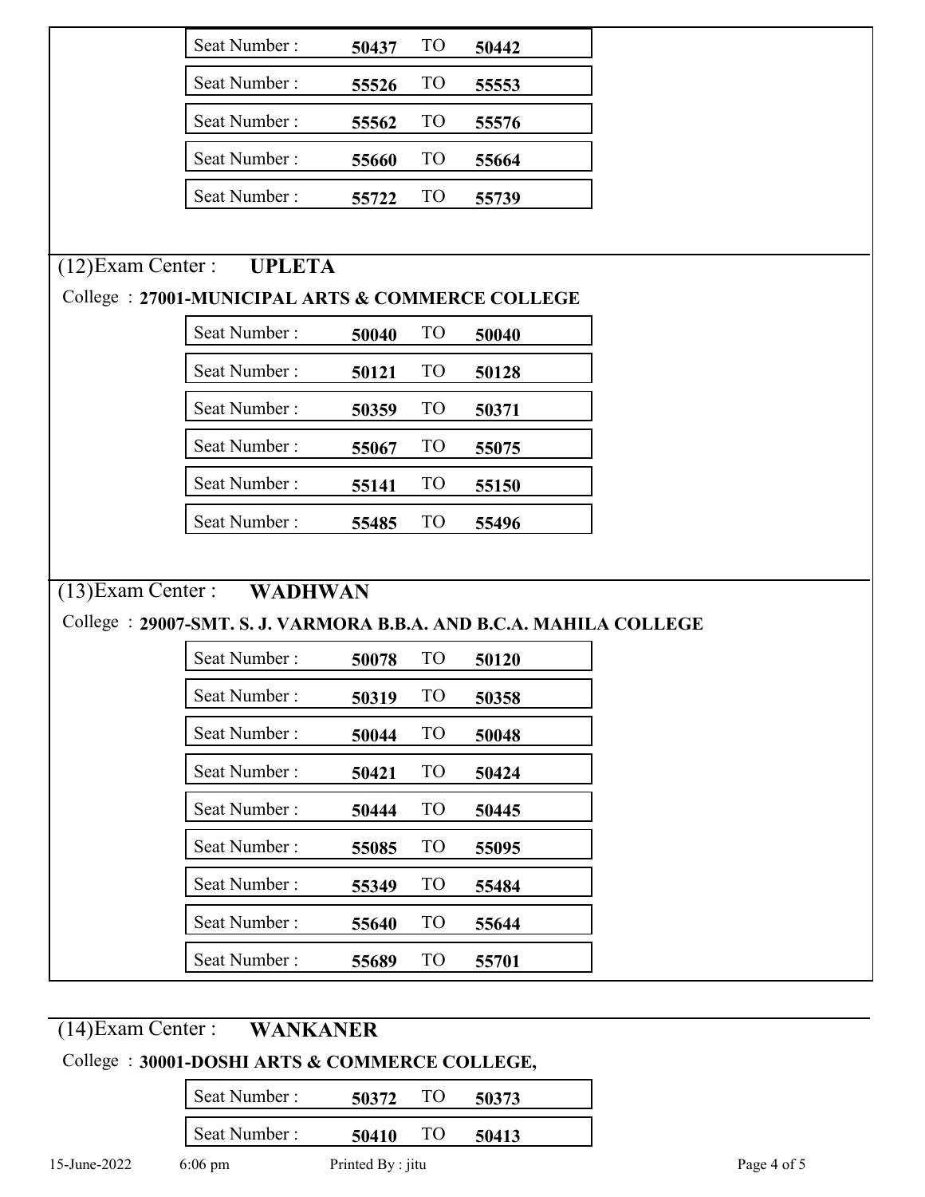| Seat Number : | 50437 | TO | 50442 |
|---|---|---|---|
| Seat Number : | 55526 | TO | 55553 |
| Seat Number : | 55562 | TO | 55576 |
| Seat Number : | 55660 | TO | 55664 |
| Seat Number : | 55722 | TO | 55739 |

(12)Exam Center : **UPLETA**

College : **27001-MUNICIPAL ARTS & COMMERCE COLLEGE**

| Seat Number : | 50040 | TO | 50040 |
|---|---|---|---|
| Seat Number : | 50121 | TO | 50128 |
| Seat Number : | 50359 | TO | 50371 |
| Seat Number : | 55067 | TO | 55075 |
| Seat Number : | 55141 | TO | 55150 |
| Seat Number : | 55485 | TO | 55496 |

(13)Exam Center : **WADHWAN**

College : **29007-SMT. S. J. VARMORA B.B.A. AND B.C.A. MAHILA COLLEGE**

| Seat Number : | 50078 | TO | 50120 |
|---|---|---|---|
| Seat Number : | 50319 | TO | 50358 |
| Seat Number : | 50044 | TO | 50048 |
| Seat Number : | 50421 | TO | 50424 |
| Seat Number : | 50444 | TO | 50445 |
| Seat Number : | 55085 | TO | 55095 |
| Seat Number : | 55349 | TO | 55484 |
| Seat Number : | 55640 | TO | 55644 |
| Seat Number : | 55689 | TO | 55701 |

(14)Exam Center : **WANKANER**

College : **30001-DOSHI ARTS & COMMERCE COLLEGE,**

| Seat Number : | 50372 | TO | 50373 |
|---|---|---|---|
| Seat Number : | 50410 | TO | 50413 |

15-June-2022 6:06 pm Printed By : jitu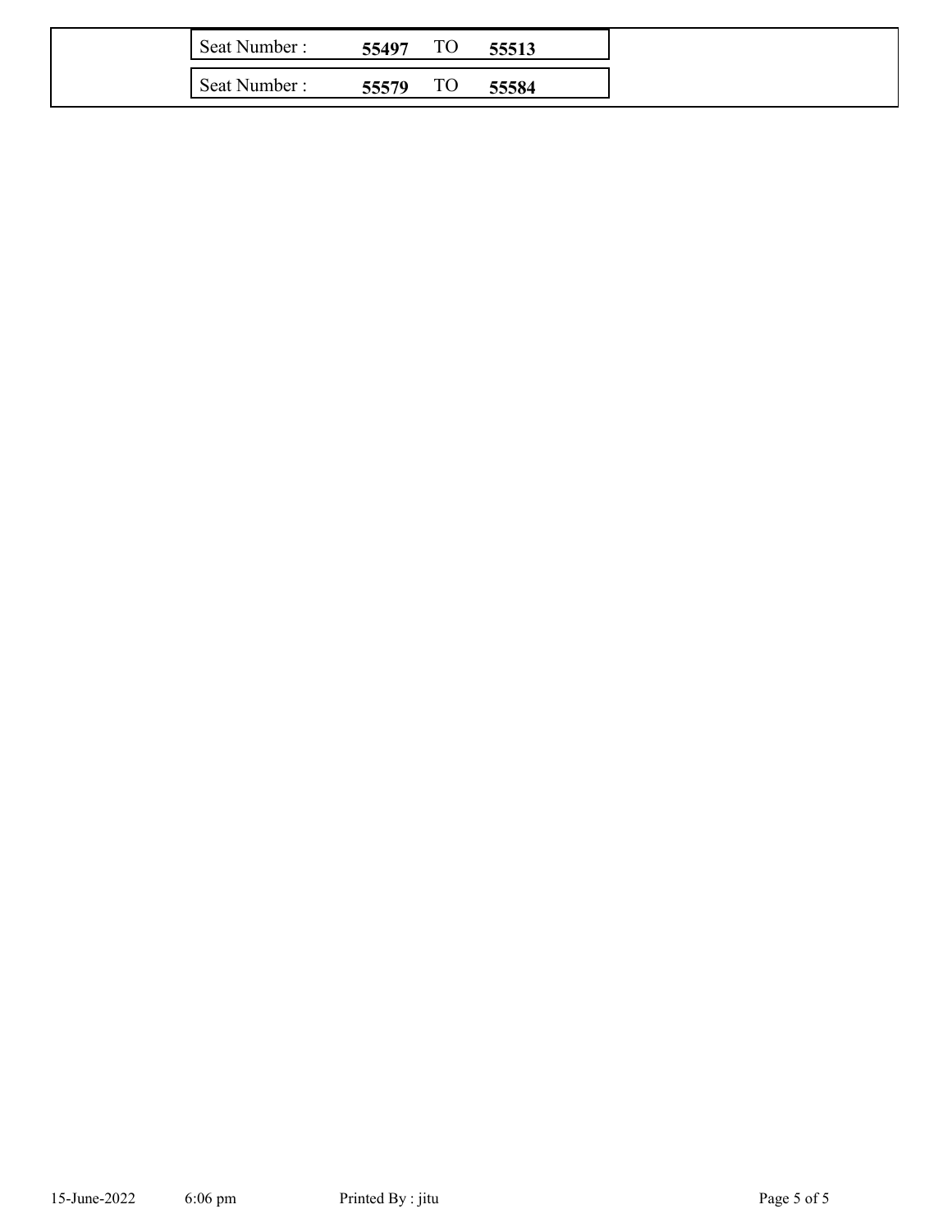| Seat Number : | **55497** | TO | **55513** |
|---|---|---|---|
| Seat Number : | **55579** | TO | **55584** |

15-June-2022 6:06 pm Printed By : jitu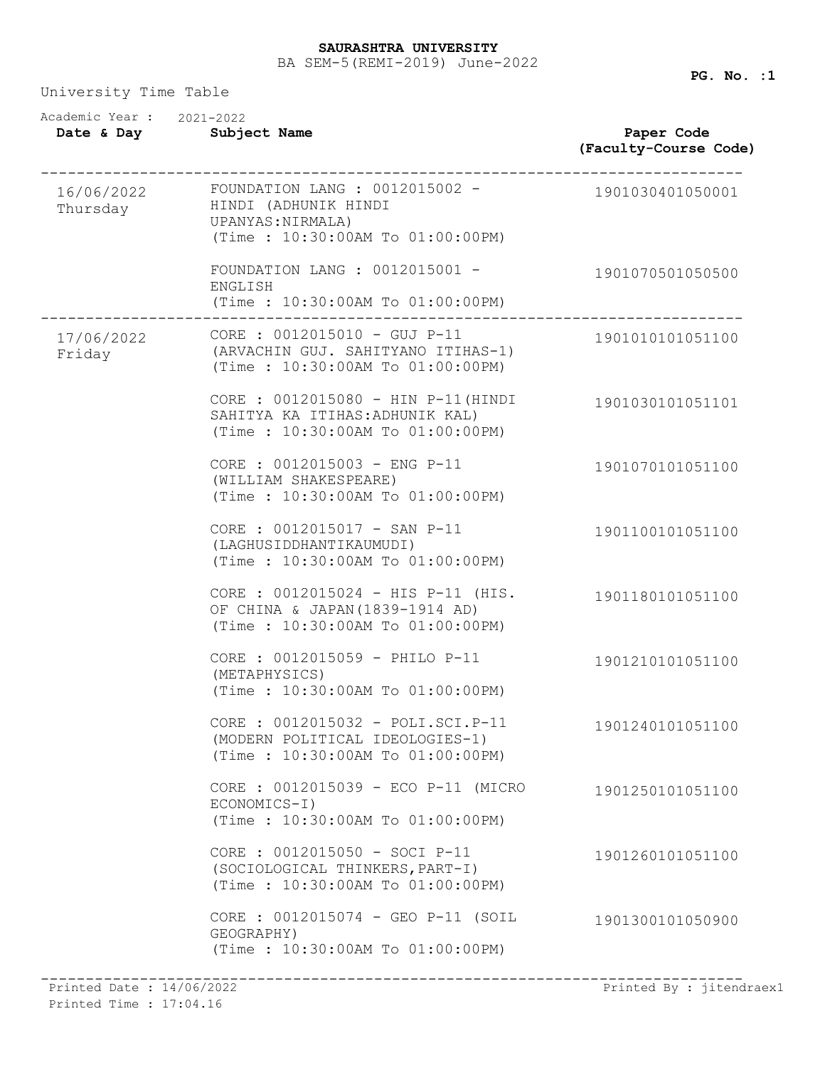**SAURASHTRA UNIVERSITY**

BA SEM-5(REMI-2019) June-2022

University Time Table

Academic Year : 2021-2022

| Date & Day | Subject Name | Paper Code (Faculty-Course Code) |
|---|---|---|
| 16/06/2022 Thursday | FOUNDATION LANG : 0012015002 - HINDI (ADHUNIK HINDI UPANYAS:NIRMALA) (Time : 10:30:00AM To 01:00:00PM) | 1901030401050001 |
| | FOUNDATION LANG : 0012015001 - ENGLISH (Time : 10:30:00AM To 01:00:00PM) | 1901070501050500 |
| 17/06/2022 Friday | CORE : 0012015010 - GUJ P-11 (ARVACHIN GUJ. SAHITYANO ITIHAS-1) (Time : 10:30:00AM To 01:00:00PM) | 1901010101051100 |
| | CORE : 0012015080 - HIN P-11(HINDI SAHITYA KA ITIHAS:ADHUNIK KAL) (Time : 10:30:00AM To 01:00:00PM) | 1901030101051101 |
| | CORE : 0012015003 - ENG P-11 (WILLIAM SHAKESPEARE) (Time : 10:30:00AM To 01:00:00PM) | 1901070101051100 |
| | CORE : 0012015017 - SAN P-11 (LAGHUSIDDHANTIKAUMUDI) (Time : 10:30:00AM To 01:00:00PM) | 1901100101051100 |
| | CORE : 0012015024 - HIS P-11 (HIS. OF CHINA & JAPAN(1839-1914 AD) (Time : 10:30:00AM To 01:00:00PM) | 1901180101051100 |
| | CORE : 0012015059 - PHILO P-11 (METAPHYSICS) (Time : 10:30:00AM To 01:00:00PM) | 1901210101051100 |
| | CORE : 0012015032 - POLI.SCI.P-11 (MODERN POLITICAL IDEOLOGIES-1) (Time : 10:30:00AM To 01:00:00PM) | 1901240101051100 |
| | CORE : 0012015039 - ECO P-11 (MICRO ECONOMICS-I) (Time : 10:30:00AM To 01:00:00PM) | 1901250101051100 |
| | CORE : 0012015050 - SOCI P-11 (SOCIOLOGICAL THINKERS,PART-I) (Time : 10:30:00AM To 01:00:00PM) | 1901260101051100 |
| | CORE : 0012015074 - GEO P-11 (SOIL GEOGRAPHY) (Time : 10:30:00AM To 01:00:00PM) | 1901300101050900 |

Printed Date : 14/06/2022
Printed Time : 17:04.16
Printed By : jitendraex1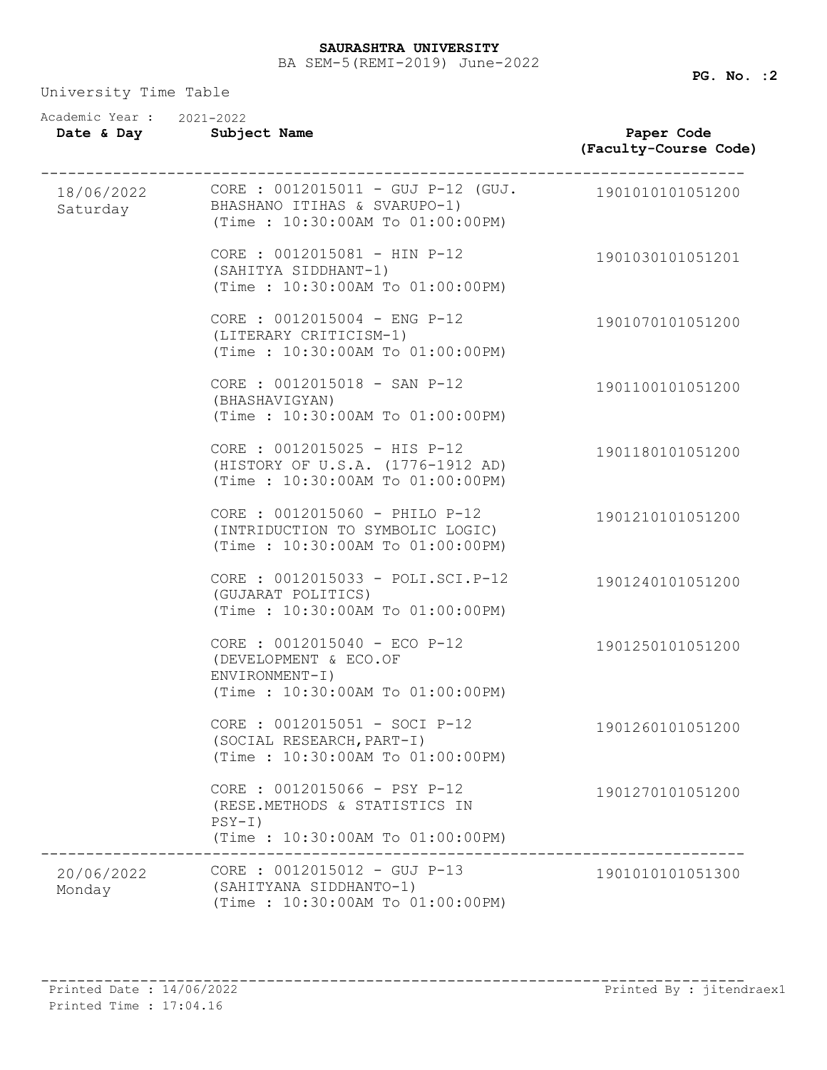**SAURASHTRA UNIVERSITY**

BA SEM-5(REMI-2019) June-2022

University Time Table

Academic Year : 2021-2022

| Date & Day | Subject Name | Paper Code (Faculty-Course Code) |
|---|---|---|
| 18/06/2022 Saturday | CORE : 0012015011 - GUJ P-12 (GUJ. BHASHANO ITIHAS & SVARUPO-1) (Time : 10:30:00AM To 01:00:00PM) | 1901010101051200 |
| | CORE : 0012015081 - HIN P-12 (SAHITYA SIDDHANT-1) (Time : 10:30:00AM To 01:00:00PM) | 1901030101051201 |
| | CORE : 0012015004 - ENG P-12 (LITERARY CRITICISM-1) (Time : 10:30:00AM To 01:00:00PM) | 1901070101051200 |
| | CORE : 0012015018 - SAN P-12 (BHASHAVIGYAN) (Time : 10:30:00AM To 01:00:00PM) | 1901100101051200 |
| | CORE : 0012015025 - HIS P-12 (HISTORY OF U.S.A. (1776-1912 AD) (Time : 10:30:00AM To 01:00:00PM) | 1901180101051200 |
| | CORE : 0012015060 - PHILO P-12 (INTRIDUCTION TO SYMBOLIC LOGIC) (Time : 10:30:00AM To 01:00:00PM) | 1901210101051200 |
| | CORE : 0012015033 - POLI.SCI.P-12 (GUJARAT POLITICS) (Time : 10:30:00AM To 01:00:00PM) | 1901240101051200 |
| | CORE : 0012015040 - ECO P-12 (DEVELOPMENT & ECO.OF ENVIRONMENT-I) (Time : 10:30:00AM To 01:00:00PM) | 1901250101051200 |
| | CORE : 0012015051 - SOCI P-12 (SOCIAL RESEARCH,PART-I) (Time : 10:30:00AM To 01:00:00PM) | 1901260101051200 |
| | CORE : 0012015066 - PSY P-12 (RESE.METHODS & STATISTICS IN PSY-I) (Time : 10:30:00AM To 01:00:00PM) | 1901270101051200 |
| 20/06/2022 Monday | CORE : 0012015012 - GUJ P-13 (SAHITYANA SIDDHANTO-1) (Time : 10:30:00AM To 01:00:00PM) | 1901010101051300 |

Printed Date : 14/06/2022

Printed Time : 17:04.16

Printed By : jitendraex1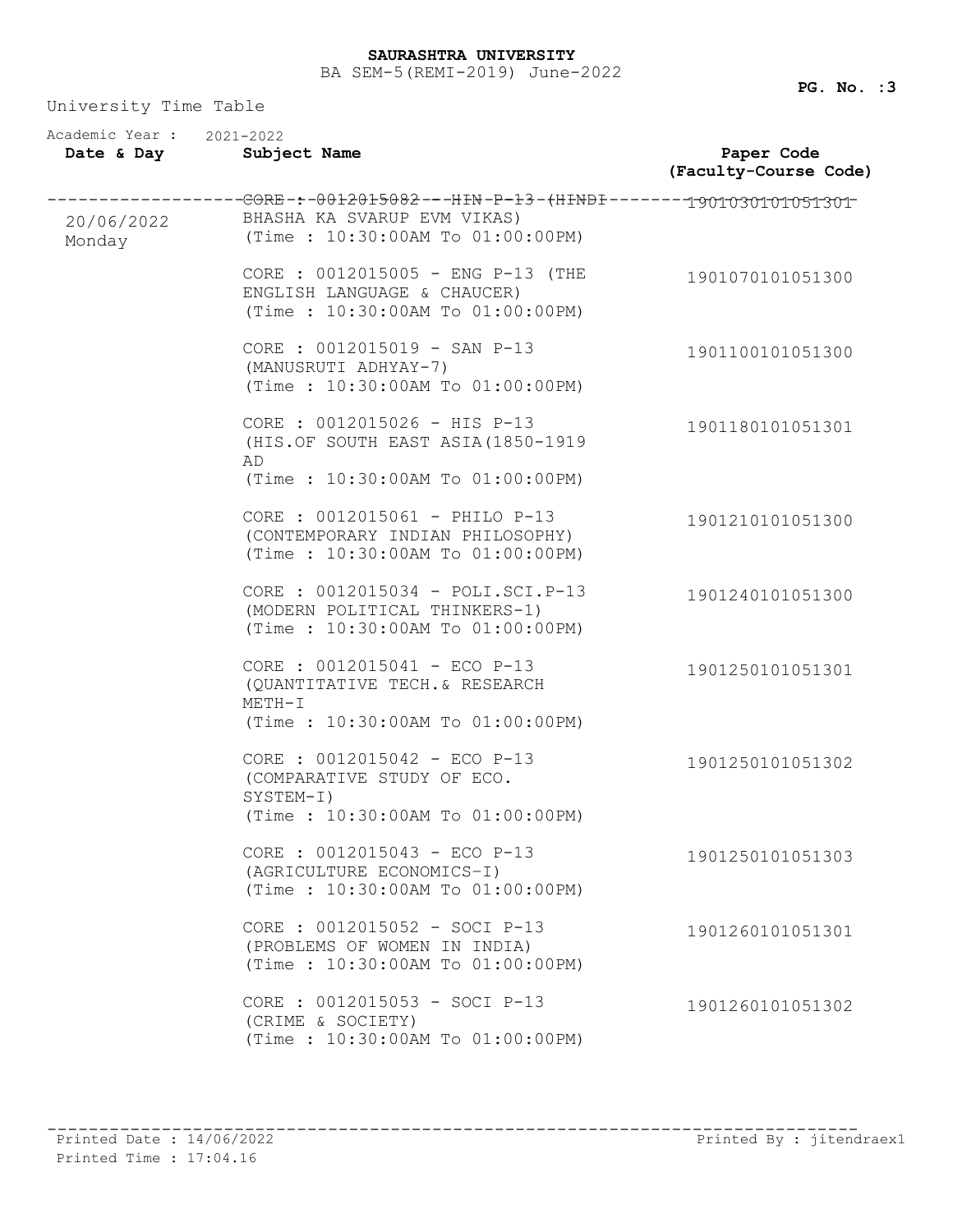**SAURASHTRA UNIVERSITY**

BA SEM-5(REMI-2019) June-2022

University Time Table

Academic Year : 2021-2022

| Date & Day | Subject Name | Paper Code (Faculty-Course Code) |
|---|---|---|
| 20/06/2022 Monday | CORE : 0012015082 - HIN P-13 (HINDI BHASHA KA SVARUP EVM VIKAS) (Time : 10:30:00AM To 01:00:00PM) | 1901030101051301 |
| | CORE : 0012015005 - ENG P-13 (THE ENGLISH LANGUAGE & CHAUCER) (Time : 10:30:00AM To 01:00:00PM) | 1901070101051300 |
| | CORE : 0012015019 - SAN P-13 (MANUSRUTI ADHYAY-7) (Time : 10:30:00AM To 01:00:00PM) | 1901100101051300 |
| | CORE : 0012015026 - HIS P-13 (HIS.OF SOUTH EAST ASIA(1850-1919 AD (Time : 10:30:00AM To 01:00:00PM) | 1901180101051301 |
| | CORE : 0012015061 - PHILO P-13 (CONTEMPORARY INDIAN PHILOSOPHY) (Time : 10:30:00AM To 01:00:00PM) | 1901210101051300 |
| | CORE : 0012015034 - POLI.SCI.P-13 (MODERN POLITICAL THINKERS-1) (Time : 10:30:00AM To 01:00:00PM) | 1901240101051300 |
| | CORE : 0012015041 - ECO P-13 (QUANTITATIVE TECH.& RESEARCH METH-I (Time : 10:30:00AM To 01:00:00PM) | 1901250101051301 |
| | CORE : 0012015042 - ECO P-13 (COMPARATIVE STUDY OF ECO. SYSTEM-I) (Time : 10:30:00AM To 01:00:00PM) | 1901250101051302 |
| | CORE : 0012015043 - ECO P-13 (AGRICULTURE ECONOMICS-I) (Time : 10:30:00AM To 01:00:00PM) | 1901250101051303 |
| | CORE : 0012015052 - SOCI P-13 (PROBLEMS OF WOMEN IN INDIA) (Time : 10:30:00AM To 01:00:00PM) | 1901260101051301 |
| | CORE : 0012015053 - SOCI P-13 (CRIME & SOCIETY) (Time : 10:30:00AM To 01:00:00PM) | 1901260101051302 |

Printed Date : 14/06/2022
Printed Time : 17:04.16

Printed By : jitendraex1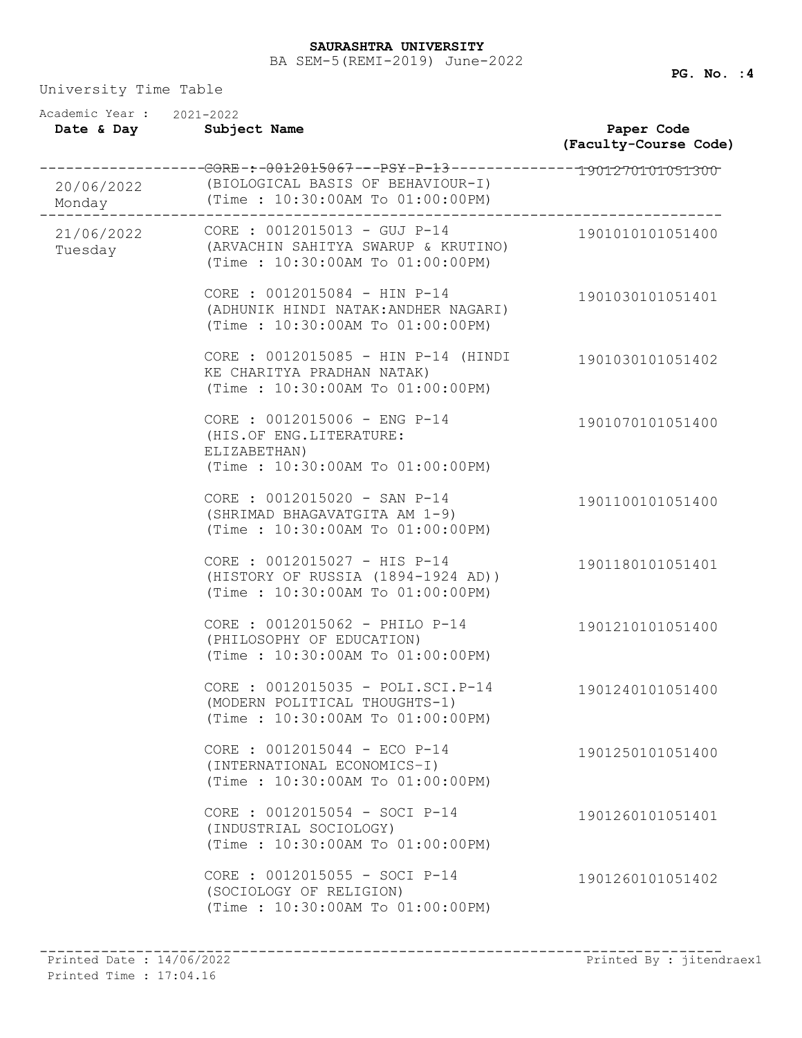**SAURASHTRA UNIVERSITY**

BA SEM-5(REMI-2019) June-2022

University Time Table

Academic Year : 2021-2022

| Date & Day | Subject Name | Paper Code (Faculty-Course Code) |
|---|---|---|
| 20/06/2022 Monday | CORE : 0012015067 - PSY P-13 (BIOLOGICAL BASIS OF BEHAVIOUR-I) (Time : 10:30:00AM To 01:00:00PM) | 1901270101051300 |
| 21/06/2022 Tuesday | CORE : 0012015013 - GUJ P-14 (ARVACHIN SAHITYA SWARUP & KRUTINO) (Time : 10:30:00AM To 01:00:00PM) | 1901010101051400 |
| | CORE : 0012015084 - HIN P-14 (ADHUNIK HINDI NATAK:ANDHER NAGARI) (Time : 10:30:00AM To 01:00:00PM) | 1901030101051401 |
| | CORE : 0012015085 - HIN P-14 (HINDI KE CHARITYA PRADHAN NATAK) (Time : 10:30:00AM To 01:00:00PM) | 1901030101051402 |
| | CORE : 0012015006 - ENG P-14 (HIS.OF ENG.LITERATURE: ELIZABETHAN) (Time : 10:30:00AM To 01:00:00PM) | 1901070101051400 |
| | CORE : 0012015020 - SAN P-14 (SHRIMAD BHAGAVATGITA AM 1-9) (Time : 10:30:00AM To 01:00:00PM) | 1901100101051400 |
| | CORE : 0012015027 - HIS P-14 (HISTORY OF RUSSIA (1894-1924 AD)) (Time : 10:30:00AM To 01:00:00PM) | 1901180101051401 |
| | CORE : 0012015062 - PHILO P-14 (PHILOSOPHY OF EDUCATION) (Time : 10:30:00AM To 01:00:00PM) | 1901210101051400 |
| | CORE : 0012015035 - POLI.SCI.P-14 (MODERN POLITICAL THOUGHTS-1) (Time : 10:30:00AM To 01:00:00PM) | 1901240101051400 |
| | CORE : 0012015044 - ECO P-14 (INTERNATIONAL ECONOMICS-I) (Time : 10:30:00AM To 01:00:00PM) | 1901250101051400 |
| | CORE : 0012015054 - SOCI P-14 (INDUSTRIAL SOCIOLOGY) (Time : 10:30:00AM To 01:00:00PM) | 1901260101051401 |
| | CORE : 0012015055 - SOCI P-14 (SOCIOLOGY OF RELIGION) (Time : 10:30:00AM To 01:00:00PM) | 1901260101051402 |

Printed Date : 14/06/2022

Printed Time : 17:04.16

Printed By : jitendraex1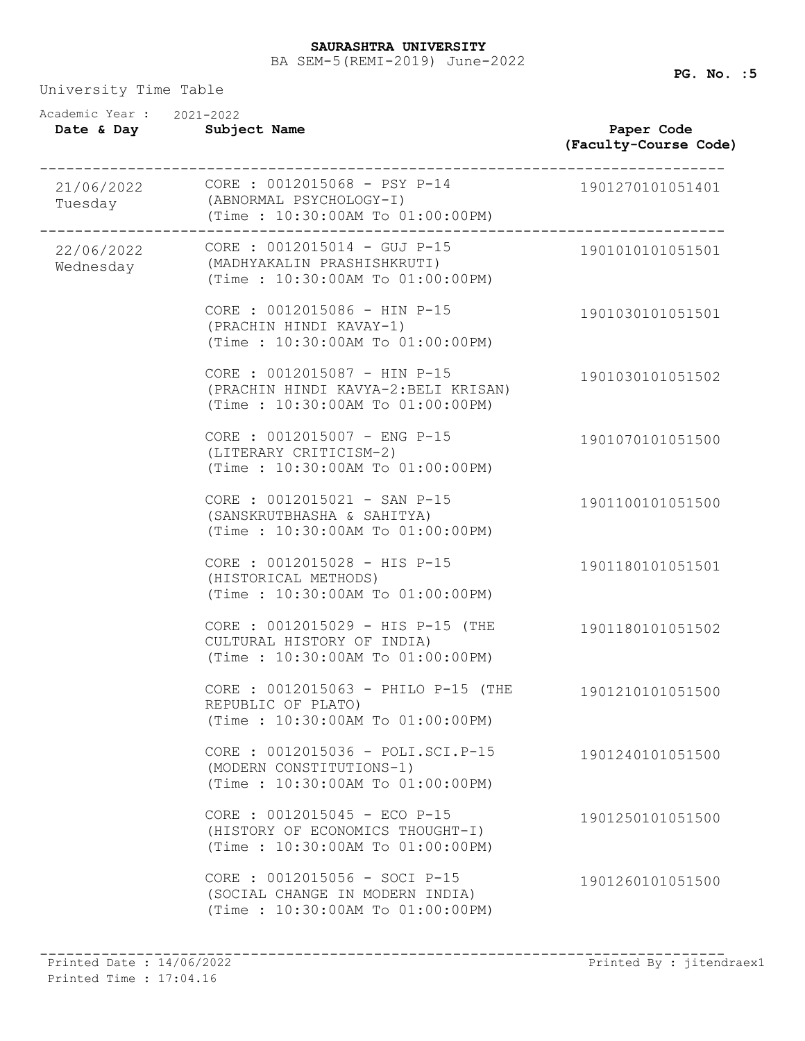**SAURASHTRA UNIVERSITY**

BA SEM-5(REMI-2019) June-2022

University Time Table

Academic Year : 2021-2022

| Date & Day | Subject Name | Paper Code (Faculty-Course Code) |
|---|---|---|
| 21/06/2022 Tuesday | CORE : 0012015068 - PSY P-14 (ABNORMAL PSYCHOLOGY-I) (Time : 10:30:00AM To 01:00:00PM) | 1901270101051401 |
| 22/06/2022 Wednesday | CORE : 0012015014 - GUJ P-15 (MADHYAKALIN PRASHISHKRUTI) (Time : 10:30:00AM To 01:00:00PM) | 1901010101051501 |
| | CORE : 0012015086 - HIN P-15 (PRACHIN HINDI KAVAY-1) (Time : 10:30:00AM To 01:00:00PM) | 1901030101051501 |
| | CORE : 0012015087 - HIN P-15 (PRACHIN HINDI KAVYA-2:BELI KRISAN) (Time : 10:30:00AM To 01:00:00PM) | 1901030101051502 |
| | CORE : 0012015007 - ENG P-15 (LITERARY CRITICISM-2) (Time : 10:30:00AM To 01:00:00PM) | 1901070101051500 |
| | CORE : 0012015021 - SAN P-15 (SANSKRUTBHASHA & SAHITYA) (Time : 10:30:00AM To 01:00:00PM) | 1901100101051500 |
| | CORE : 0012015028 - HIS P-15 (HISTORICAL METHODS) (Time : 10:30:00AM To 01:00:00PM) | 1901180101051501 |
| | CORE : 0012015029 - HIS P-15 (THE CULTURAL HISTORY OF INDIA) (Time : 10:30:00AM To 01:00:00PM) | 1901180101051502 |
| | CORE : 0012015063 - PHILO P-15 (THE REPUBLIC OF PLATO) (Time : 10:30:00AM To 01:00:00PM) | 1901210101051500 |
| | CORE : 0012015036 - POLI.SCI.P-15 (MODERN CONSTITUTIONS-1) (Time : 10:30:00AM To 01:00:00PM) | 1901240101051500 |
| | CORE : 0012015045 - ECO P-15 (HISTORY OF ECONOMICS THOUGHT-I) (Time : 10:30:00AM To 01:00:00PM) | 1901250101051500 |
| | CORE : 0012015056 - SOCI P-15 (SOCIAL CHANGE IN MODERN INDIA) (Time : 10:30:00AM To 01:00:00PM) | 1901260101051500 |

Printed Date : 14/06/2022
Printed Time : 17:04.16
Printed By : jitendraex1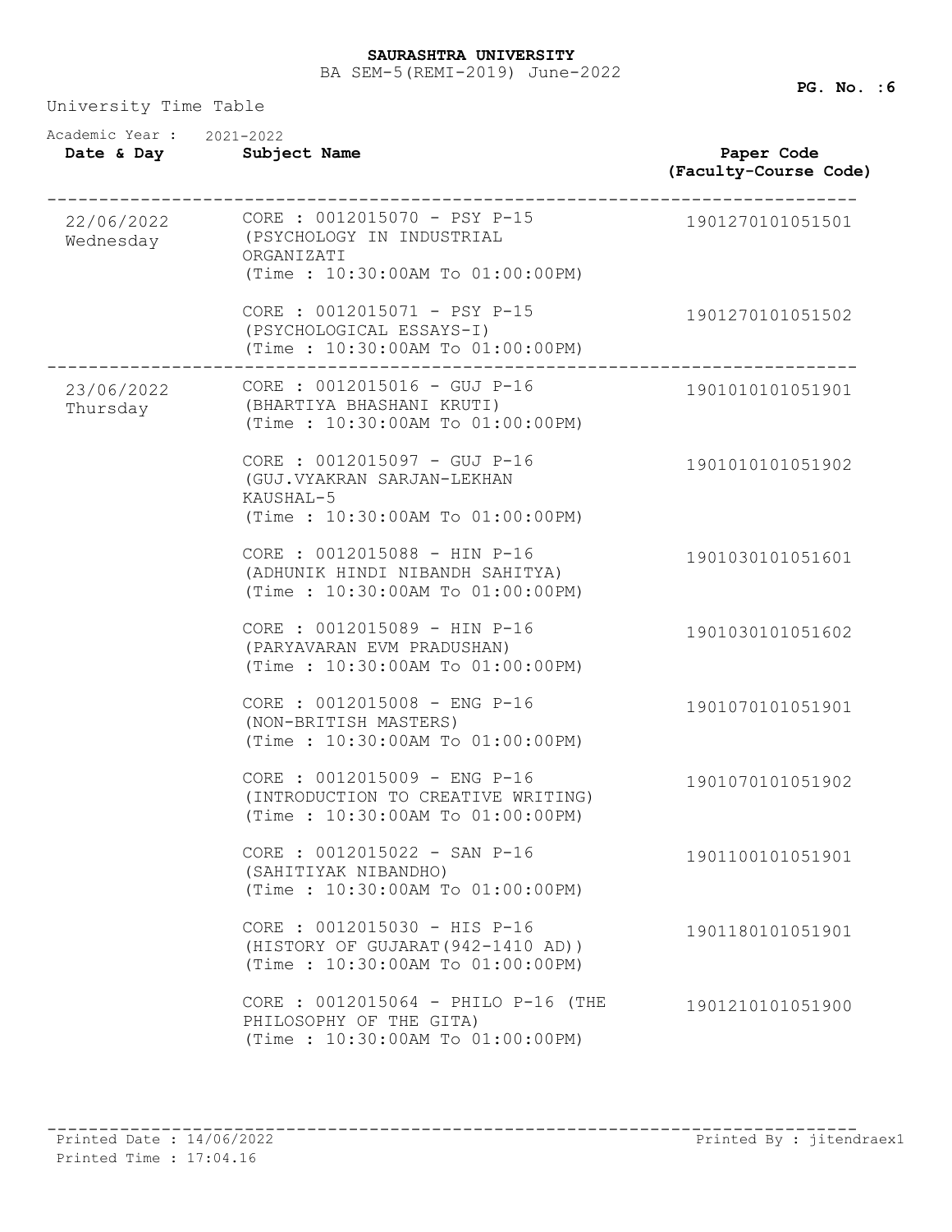**SAURASHTRA UNIVERSITY**

BA SEM-5(REMI-2019) June-2022

University Time Table

Academic Year : 2021-2022

| Date & Day | Subject Name | Paper Code (Faculty-Course Code) |
|---|---|---|
| 22/06/2022 Wednesday | CORE : 0012015070 - PSY P-15 (PSYCHOLOGY IN INDUSTRIAL ORGANIZATI (Time : 10:30:00AM To 01:00:00PM) | 1901270101051501 |
| | CORE : 0012015071 - PSY P-15 (PSYCHOLOGICAL ESSAYS-I) (Time : 10:30:00AM To 01:00:00PM) | 1901270101051502 |
| 23/06/2022 Thursday | CORE : 0012015016 - GUJ P-16 (BHARTIYA BHASHANI KRUTI) (Time : 10:30:00AM To 01:00:00PM) | 1901010101051901 |
| | CORE : 0012015097 - GUJ P-16 (GUJ.VYAKRAN SARJAN-LEKHAN KAUSHAL-5 (Time : 10:30:00AM To 01:00:00PM) | 1901010101051902 |
| | CORE : 0012015088 - HIN P-16 (ADHUNIK HINDI NIBANDH SAHITYA) (Time : 10:30:00AM To 01:00:00PM) | 1901030101051601 |
| | CORE : 0012015089 - HIN P-16 (PARYAVARAN EVM PRADUSHAN) (Time : 10:30:00AM To 01:00:00PM) | 1901030101051602 |
| | CORE : 0012015008 - ENG P-16 (NON-BRITISH MASTERS) (Time : 10:30:00AM To 01:00:00PM) | 1901070101051901 |
| | CORE : 0012015009 - ENG P-16 (INTRODUCTION TO CREATIVE WRITING) (Time : 10:30:00AM To 01:00:00PM) | 1901070101051902 |
| | CORE : 0012015022 - SAN P-16 (SAHITIYAK NIBANDHO) (Time : 10:30:00AM To 01:00:00PM) | 1901100101051901 |
| | CORE : 0012015030 - HIS P-16 (HISTORY OF GUJARAT(942-1410 AD)) (Time : 10:30:00AM To 01:00:00PM) | 1901180101051901 |
| | CORE : 0012015064 - PHILO P-16 (THE PHILOSOPHY OF THE GITA) (Time : 10:30:00AM To 01:00:00PM) | 1901210101051900 |

Printed Date : 14/06/2022
Printed Time : 17:04.16
Printed By : jitendraex1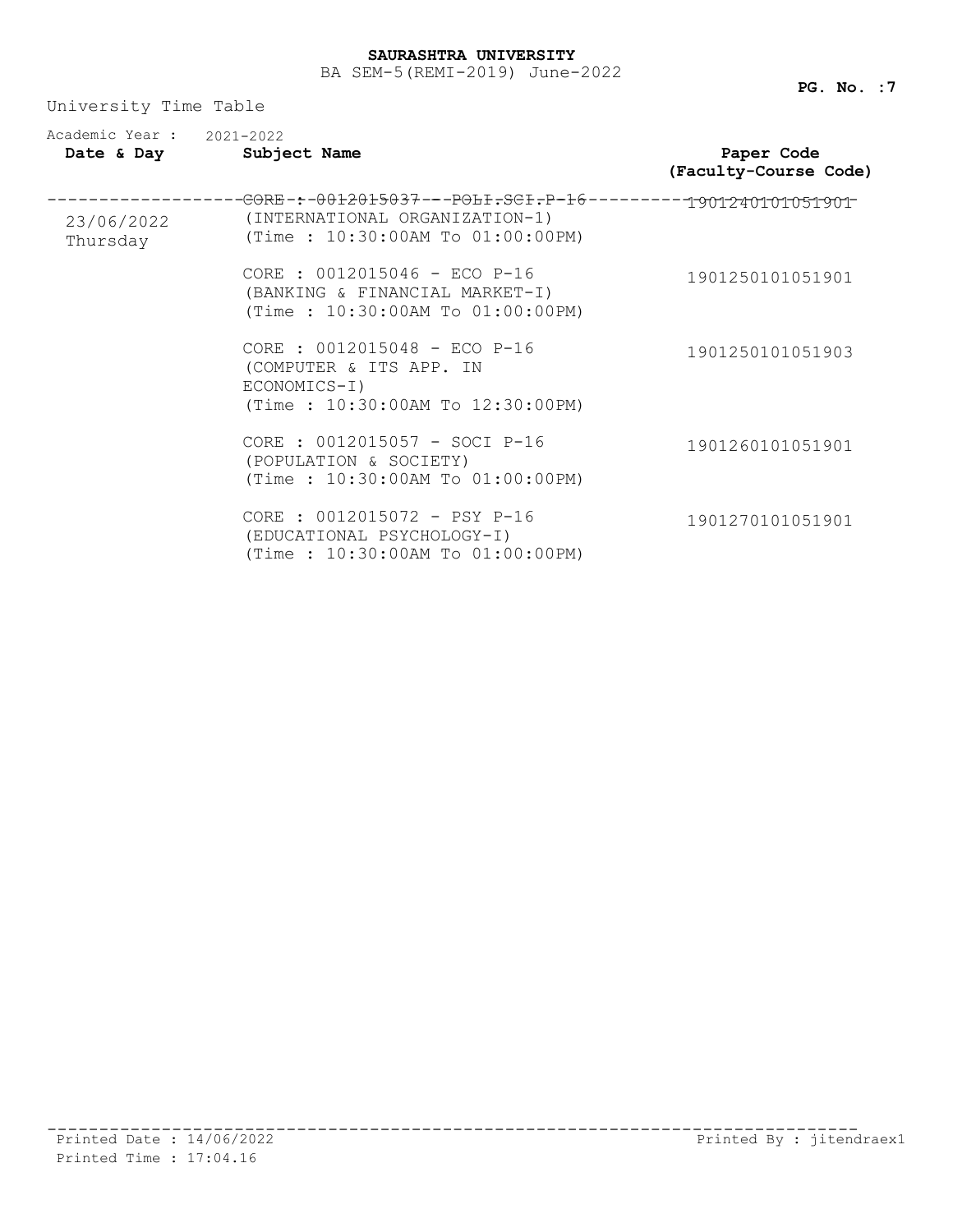**SAURASHTRA UNIVERSITY**
BA SEM-5(REMI-2019) June-2022

University Time Table

Academic Year : 2021-2022

| Date & Day | Subject Name | Paper Code (Faculty-Course Code) |
|---|---|---|
| 23/06/2022 Thursday | CORE : 0012015037 - POLI.SCI.P-16 (INTERNATIONAL ORGANIZATION-1) (Time : 10:30:00AM To 01:00:00PM) | 1901240101051901 |
| | CORE : 0012015046 - ECO P-16 (BANKING & FINANCIAL MARKET-I) (Time : 10:30:00AM To 01:00:00PM) | 1901250101051901 |
| | CORE : 0012015048 - ECO P-16 (COMPUTER & ITS APP. IN ECONOMICS-I) (Time : 10:30:00AM To 12:30:00PM) | 1901250101051903 |
| | CORE : 0012015057 - SOCI P-16 (POPULATION & SOCIETY) (Time : 10:30:00AM To 01:00:00PM) | 1901260101051901 |
| | CORE : 0012015072 - PSY P-16 (EDUCATIONAL PSYCHOLOGY-I) (Time : 10:30:00AM To 01:00:00PM) | 1901270101051901 |

Printed Date : 14/06/2022
Printed Time : 17:04.16
Printed By : jitendraex1